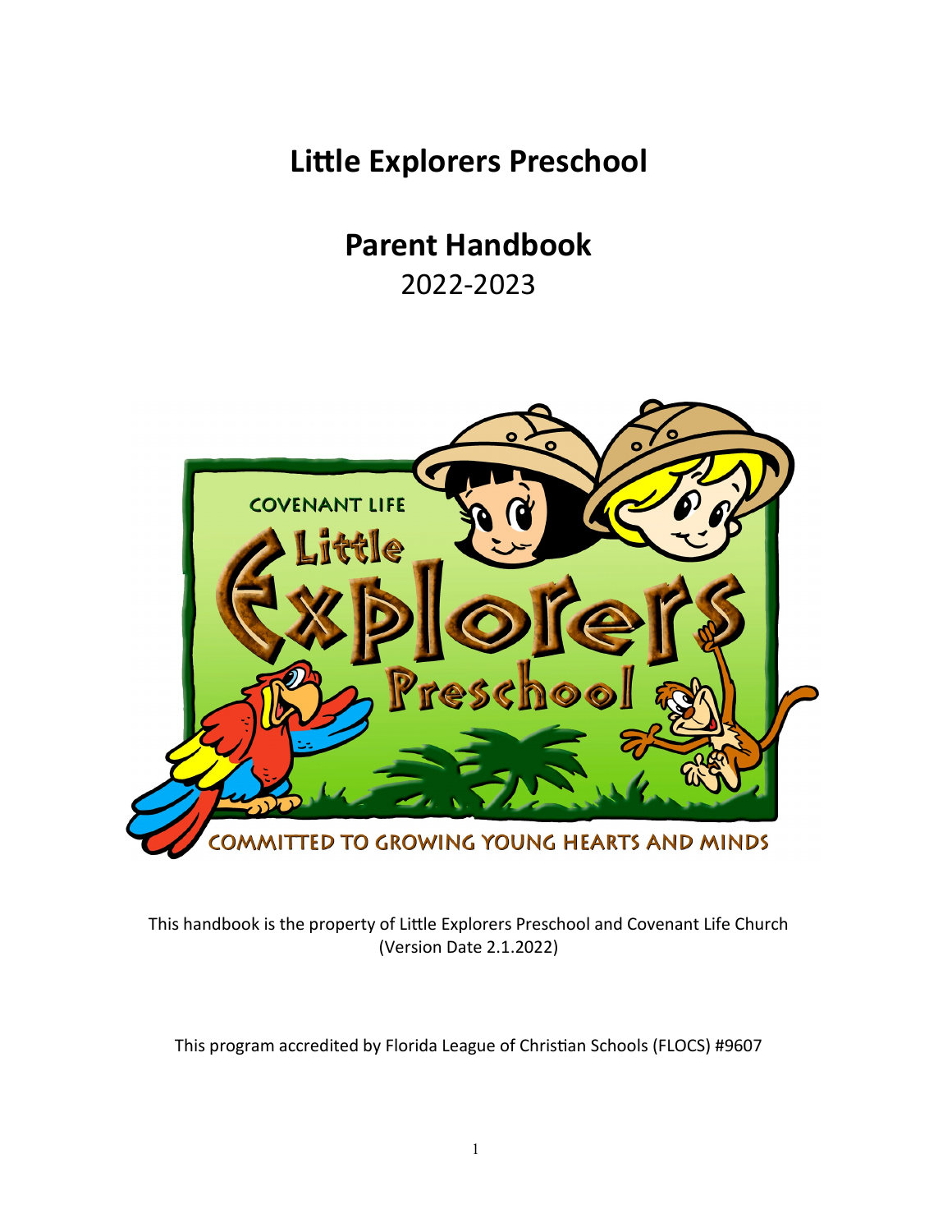# Little Explorers Preschool

## Parent Handbook

2022-2023

This handbook is the property of Little Explorers Preschool and Covenant Life Church (Version Date 2.1.2022)

This program accredited by Florida League of Christian Schools (FLOCS) #9607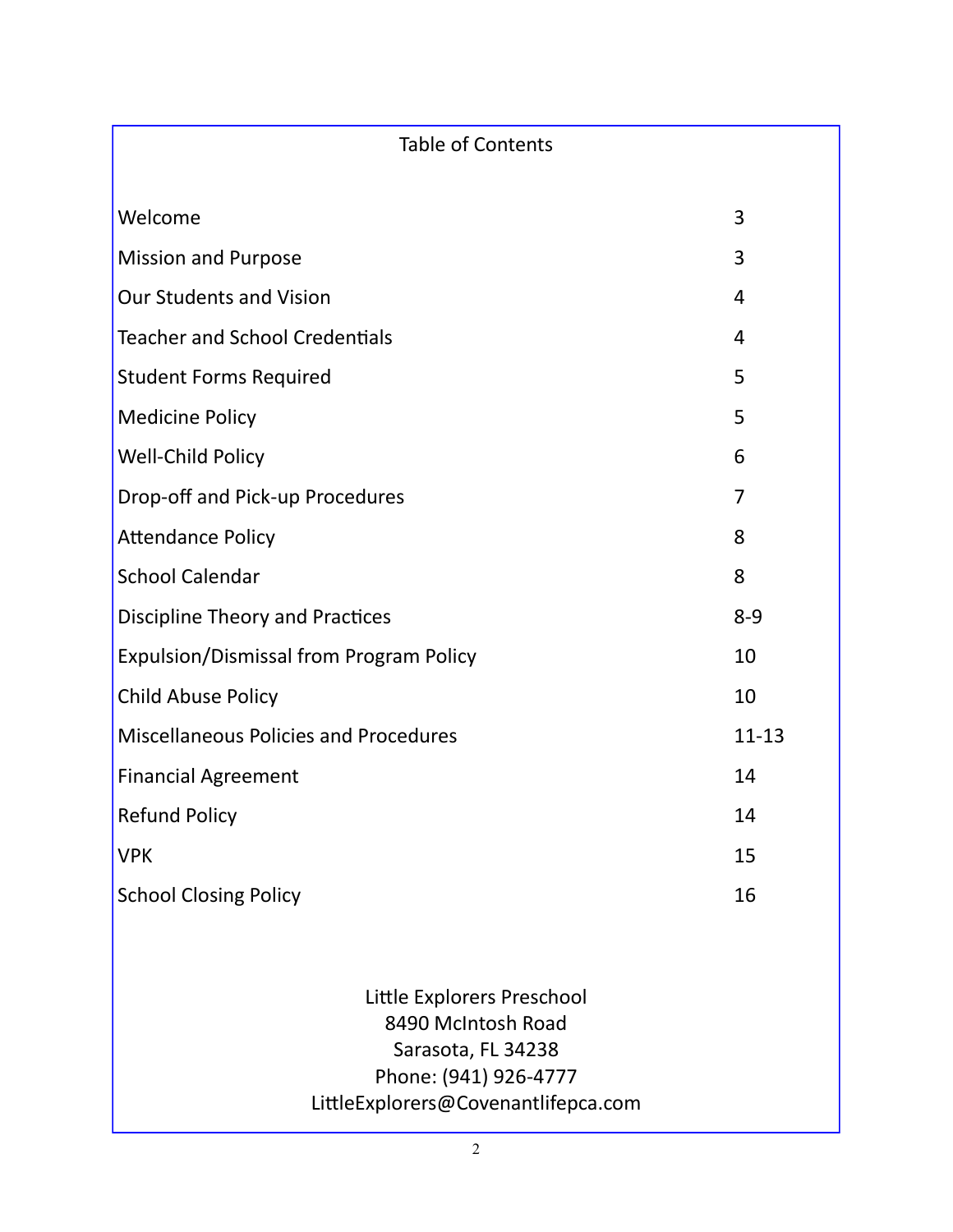# Table of Contents

| Section | Page |
|---|---|
| Welcome | 3 |
| Mission and Purpose | 3 |
| Our Students and Vision | 4 |
| Teacher and School Credentials | 4 |
| Student Forms Required | 5 |
| Medicine Policy | 5 |
| Well-Child Policy | 6 |
| Drop-off and Pick-up Procedures | 7 |
| Attendance Policy | 8 |
| School Calendar | 8 |
| Discipline Theory and Practices | 8-9 |
| Expulsion/Dismissal from Program Policy | 10 |
| Child Abuse Policy | 10 |
| Miscellaneous Policies and Procedures | 11-13 |
| Financial Agreement | 14 |
| Refund Policy | 14 |
| VPK | 15 |
| School Closing Policy | 16 |

Little Explorers Preschool
8490 McIntosh Road
Sarasota, FL 34238
Phone: (941) 926-4777
LittleExplorers@Covenantlifepca.com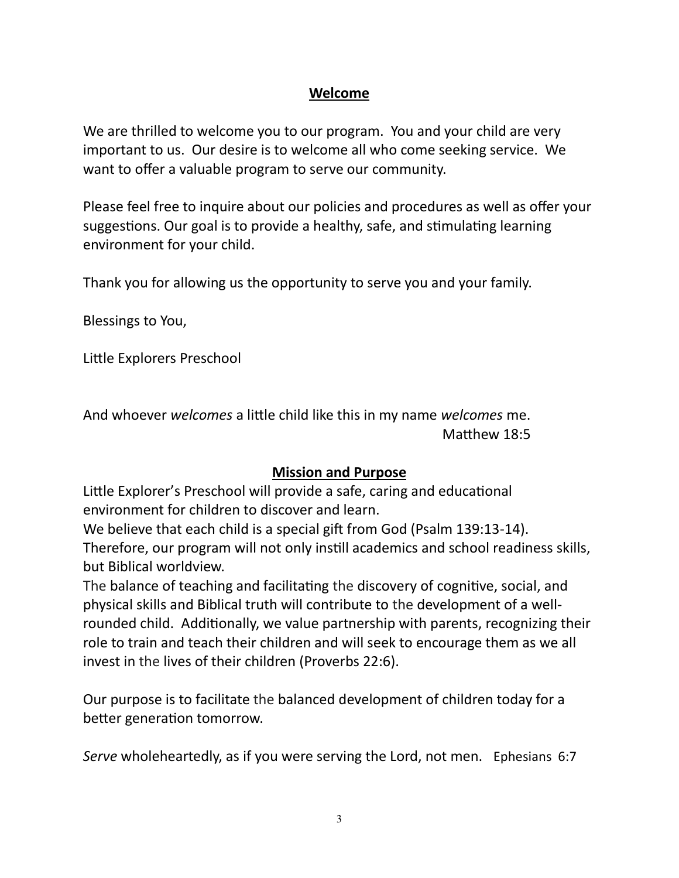## Welcome

We are thrilled to welcome you to our program. You and your child are very important to us. Our desire is to welcome all who come seeking service. We want to offer a valuable program to serve our community.

Please feel free to inquire about our policies and procedures as well as offer your suggestions. Our goal is to provide a healthy, safe, and stimulating learning environment for your child.

Thank you for allowing us the opportunity to serve you and your family.

Blessings to You,

Little Explorers Preschool

And whoever *welcomes* a little child like this in my name *welcomes* me.
Matthew 18:5

## Mission and Purpose

Little Explorer's Preschool will provide a safe, caring and educational environment for children to discover and learn.
We believe that each child is a special gift from God (Psalm 139:13-14). Therefore, our program will not only instill academics and school readiness skills, but Biblical worldview.
The balance of teaching and facilitating the discovery of cognitive, social, and physical skills and Biblical truth will contribute to the development of a well-rounded child. Additionally, we value partnership with parents, recognizing their role to train and teach their children and will seek to encourage them as we all invest in the lives of their children (Proverbs 22:6).

Our purpose is to facilitate the balanced development of children today for a better generation tomorrow.

*Serve* wholeheartedly, as if you were serving the Lord, not men. Ephesians 6:7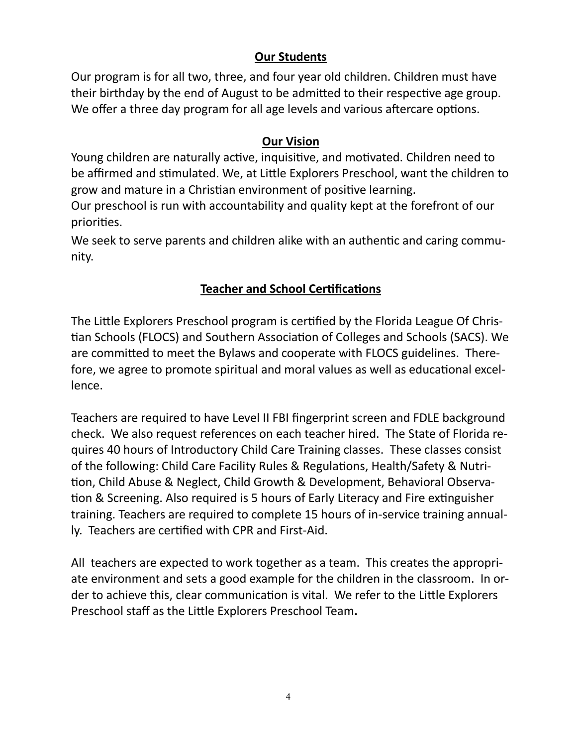## Our Students

Our program is for all two, three, and four year old children. Children must have their birthday by the end of August to be admitted to their respective age group. We offer a three day program for all age levels and various aftercare options.

## Our Vision

Young children are naturally active, inquisitive, and motivated. Children need to be affirmed and stimulated. We, at Little Explorers Preschool, want the children to grow and mature in a Christian environment of positive learning.

Our preschool is run with accountability and quality kept at the forefront of our priorities.

We seek to serve parents and children alike with an authentic and caring community.

## Teacher and School Certifications

The Little Explorers Preschool program is certified by the Florida League Of Christian Schools (FLOCS) and Southern Association of Colleges and Schools (SACS). We are committed to meet the Bylaws and cooperate with FLOCS guidelines. Therefore, we agree to promote spiritual and moral values as well as educational excellence.

Teachers are required to have Level II FBI fingerprint screen and FDLE background check. We also request references on each teacher hired. The State of Florida requires 40 hours of Introductory Child Care Training classes. These classes consist of the following: Child Care Facility Rules & Regulations, Health/Safety & Nutrition, Child Abuse & Neglect, Child Growth & Development, Behavioral Observation & Screening. Also required is 5 hours of Early Literacy and Fire extinguisher training. Teachers are required to complete 15 hours of in-service training annually. Teachers are certified with CPR and First-Aid.

All teachers are expected to work together as a team. This creates the appropriate environment and sets a good example for the children in the classroom. In order to achieve this, clear communication is vital. We refer to the Little Explorers Preschool staff as the Little Explorers Preschool Team**.**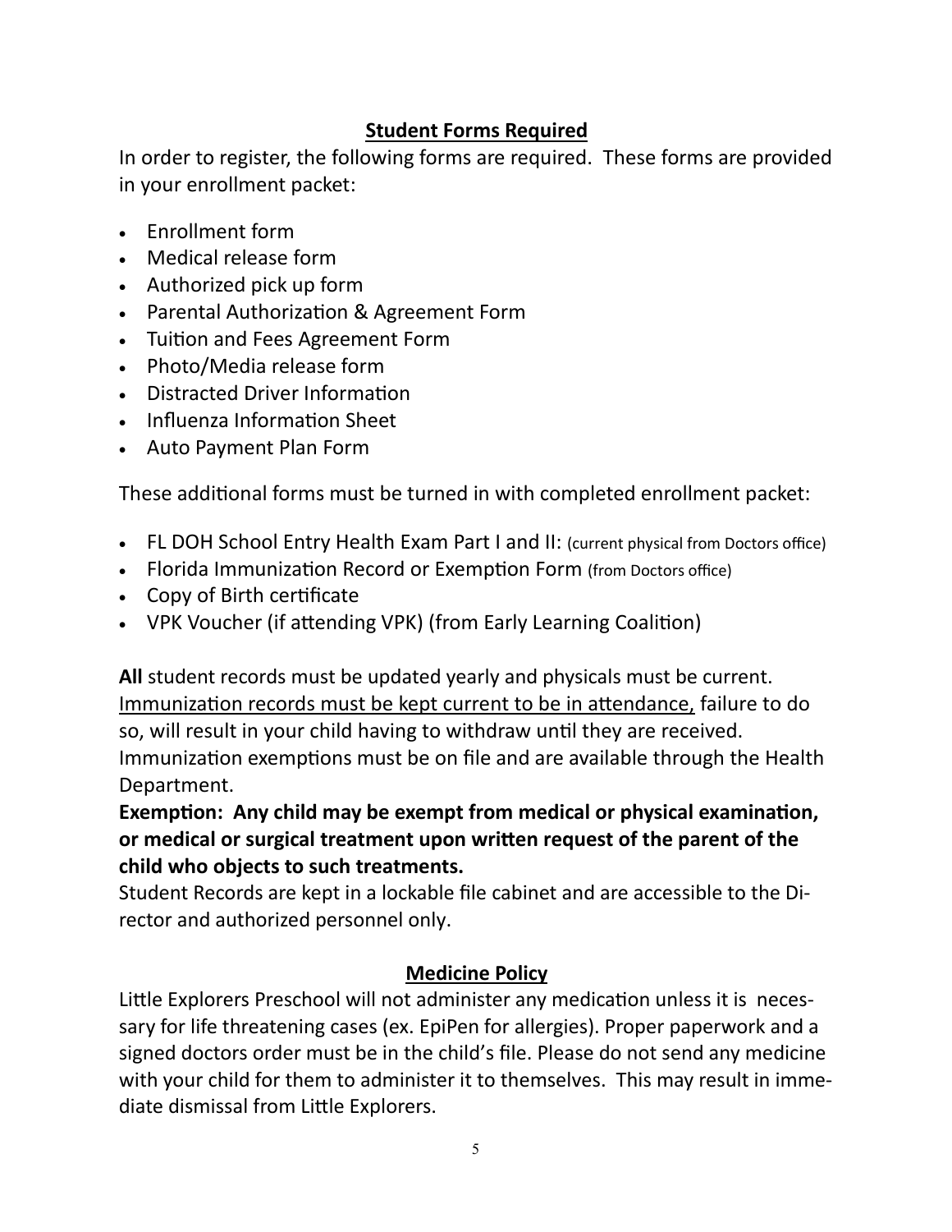## Student Forms Required

In order to register, the following forms are required. These forms are provided in your enrollment packet:

- Enrollment form
- Medical release form
- Authorized pick up form
- Parental Authorization & Agreement Form
- Tuition and Fees Agreement Form
- Photo/Media release form
- Distracted Driver Information
- Influenza Information Sheet
- Auto Payment Plan Form

These additional forms must be turned in with completed enrollment packet:

- FL DOH School Entry Health Exam Part I and II: (current physical from Doctors office)
- Florida Immunization Record or Exemption Form (from Doctors office)
- Copy of Birth certificate
- VPK Voucher (if attending VPK) (from Early Learning Coalition)

**All** student records must be updated yearly and physicals must be current. Immunization records must be kept current to be in attendance, failure to do so, will result in your child having to withdraw until they are received. Immunization exemptions must be on file and are available through the Health Department.

**Exemption: Any child may be exempt from medical or physical examination, or medical or surgical treatment upon written request of the parent of the child who objects to such treatments.**

Student Records are kept in a lockable file cabinet and are accessible to the Director and authorized personnel only.

## Medicine Policy

Little Explorers Preschool will not administer any medication unless it is necessary for life threatening cases (ex. EpiPen for allergies). Proper paperwork and a signed doctors order must be in the child's file. Please do not send any medicine with your child for them to administer it to themselves. This may result in immediate dismissal from Little Explorers.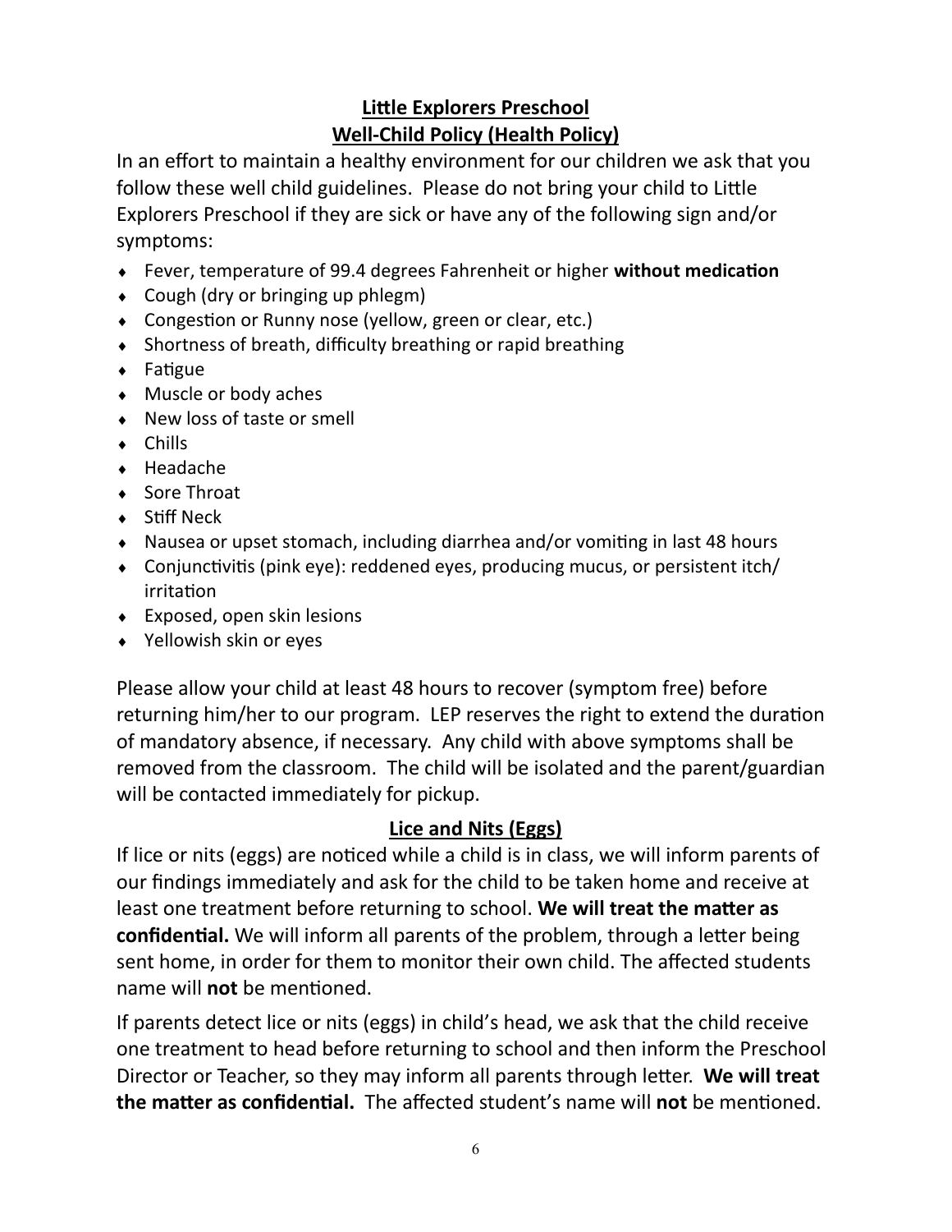# Little Explorers Preschool

## Well-Child Policy (Health Policy)

In an effort to maintain a healthy environment for our children we ask that you follow these well child guidelines. Please do not bring your child to Little Explorers Preschool if they are sick or have any of the following sign and/or symptoms:

- Fever, temperature of 99.4 degrees Fahrenheit or higher **without medication**
- Cough (dry or bringing up phlegm)
- Congestion or Runny nose (yellow, green or clear, etc.)
- Shortness of breath, difficulty breathing or rapid breathing
- Fatigue
- Muscle or body aches
- New loss of taste or smell
- Chills
- Headache
- Sore Throat
- Stiff Neck
- Nausea or upset stomach, including diarrhea and/or vomiting in last 48 hours
- Conjunctivitis (pink eye): reddened eyes, producing mucus, or persistent itch/ irritation
- Exposed, open skin lesions
- Yellowish skin or eyes

Please allow your child at least 48 hours to recover (symptom free) before returning him/her to our program. LEP reserves the right to extend the duration of mandatory absence, if necessary. Any child with above symptoms shall be removed from the classroom. The child will be isolated and the parent/guardian will be contacted immediately for pickup.

## Lice and Nits (Eggs)

If lice or nits (eggs) are noticed while a child is in class, we will inform parents of our findings immediately and ask for the child to be taken home and receive at least one treatment before returning to school. **We will treat the matter as confidential.** We will inform all parents of the problem, through a letter being sent home, in order for them to monitor their own child. The affected students name will **not** be mentioned.

If parents detect lice or nits (eggs) in child's head, we ask that the child receive one treatment to head before returning to school and then inform the Preschool Director or Teacher, so they may inform all parents through letter. **We will treat the matter as confidential.** The affected student's name will **not** be mentioned.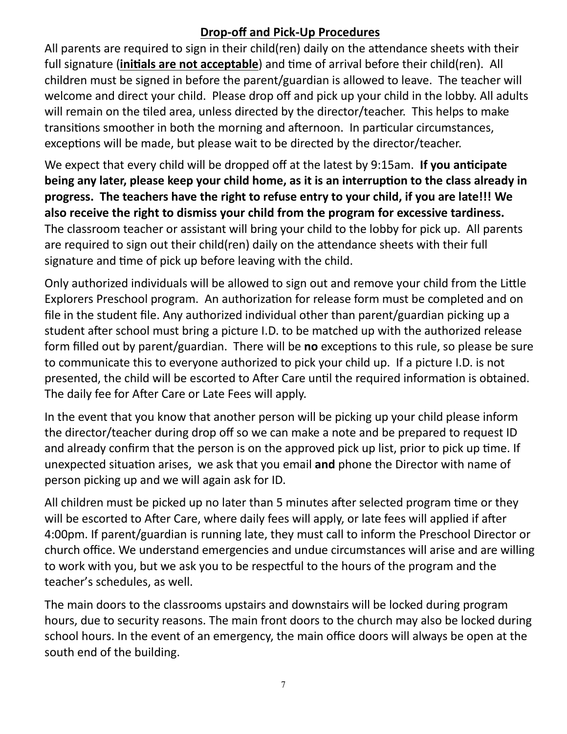## **Drop-off and Pick-Up Procedures**

All parents are required to sign in their child(ren) daily on the attendance sheets with their full signature (**initials are not acceptable**) and time of arrival before their child(ren). All children must be signed in before the parent/guardian is allowed to leave. The teacher will welcome and direct your child. Please drop off and pick up your child in the lobby. All adults will remain on the tiled area, unless directed by the director/teacher. This helps to make transitions smoother in both the morning and afternoon. In particular circumstances, exceptions will be made, but please wait to be directed by the director/teacher.

We expect that every child will be dropped off at the latest by 9:15am. **If you anticipate being any later, please keep your child home, as it is an interruption to the class already in progress. The teachers have the right to refuse entry to your child, if you are late!!! We also receive the right to dismiss your child from the program for excessive tardiness.** The classroom teacher or assistant will bring your child to the lobby for pick up. All parents are required to sign out their child(ren) daily on the attendance sheets with their full signature and time of pick up before leaving with the child.

Only authorized individuals will be allowed to sign out and remove your child from the Little Explorers Preschool program. An authorization for release form must be completed and on file in the student file. Any authorized individual other than parent/guardian picking up a student after school must bring a picture I.D. to be matched up with the authorized release form filled out by parent/guardian. There will be **no** exceptions to this rule, so please be sure to communicate this to everyone authorized to pick your child up. If a picture I.D. is not presented, the child will be escorted to After Care until the required information is obtained. The daily fee for After Care or Late Fees will apply.

In the event that you know that another person will be picking up your child please inform the director/teacher during drop off so we can make a note and be prepared to request ID and already confirm that the person is on the approved pick up list, prior to pick up time. If unexpected situation arises, we ask that you email **and** phone the Director with name of person picking up and we will again ask for ID.

All children must be picked up no later than 5 minutes after selected program time or they will be escorted to After Care, where daily fees will apply, or late fees will applied if after 4:00pm. If parent/guardian is running late, they must call to inform the Preschool Director or church office. We understand emergencies and undue circumstances will arise and are willing to work with you, but we ask you to be respectful to the hours of the program and the teacher's schedules, as well.

The main doors to the classrooms upstairs and downstairs will be locked during program hours, due to security reasons. The main front doors to the church may also be locked during school hours. In the event of an emergency, the main office doors will always be open at the south end of the building.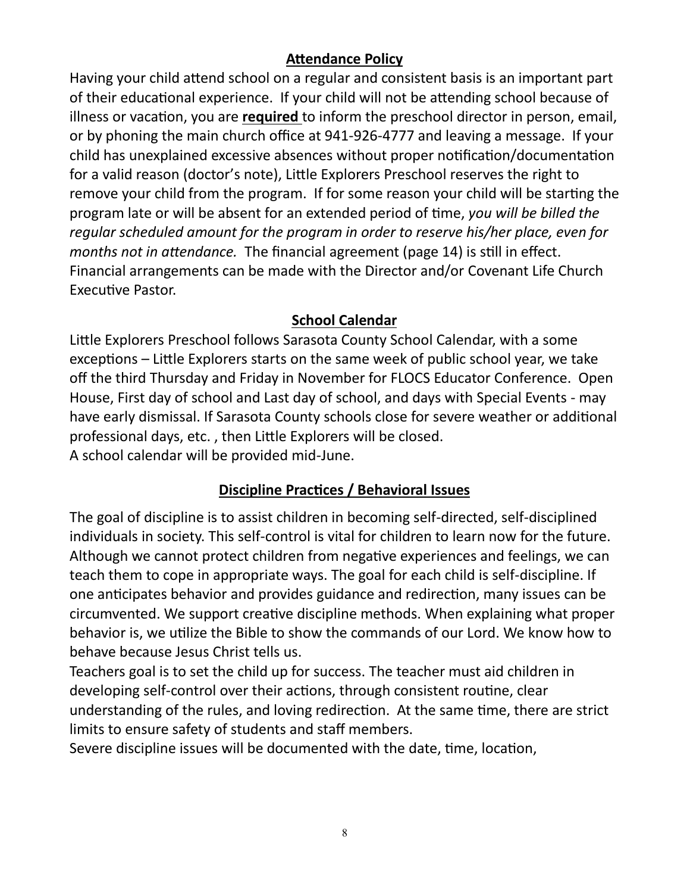## Attendance Policy

Having your child attend school on a regular and consistent basis is an important part of their educational experience. If your child will not be attending school because of illness or vacation, you are **required** to inform the preschool director in person, email, or by phoning the main church office at 941-926-4777 and leaving a message. If your child has unexplained excessive absences without proper notification/documentation for a valid reason (doctor's note), Little Explorers Preschool reserves the right to remove your child from the program. If for some reason your child will be starting the program late or will be absent for an extended period of time, *you will be billed the regular scheduled amount for the program in order to reserve his/her place, even for months not in attendance.* The financial agreement (page 14) is still in effect. Financial arrangements can be made with the Director and/or Covenant Life Church Executive Pastor.

## School Calendar

Little Explorers Preschool follows Sarasota County School Calendar, with a some exceptions – Little Explorers starts on the same week of public school year, we take off the third Thursday and Friday in November for FLOCS Educator Conference. Open House, First day of school and Last day of school, and days with Special Events - may have early dismissal. If Sarasota County schools close for severe weather or additional professional days, etc. , then Little Explorers will be closed.
A school calendar will be provided mid-June.

## Discipline Practices / Behavioral Issues

The goal of discipline is to assist children in becoming self-directed, self-disciplined individuals in society. This self-control is vital for children to learn now for the future. Although we cannot protect children from negative experiences and feelings, we can teach them to cope in appropriate ways. The goal for each child is self-discipline. If one anticipates behavior and provides guidance and redirection, many issues can be circumvented. We support creative discipline methods. When explaining what proper behavior is, we utilize the Bible to show the commands of our Lord. We know how to behave because Jesus Christ tells us.
Teachers goal is to set the child up for success. The teacher must aid children in developing self-control over their actions, through consistent routine, clear understanding of the rules, and loving redirection. At the same time, there are strict limits to ensure safety of students and staff members.
Severe discipline issues will be documented with the date, time, location,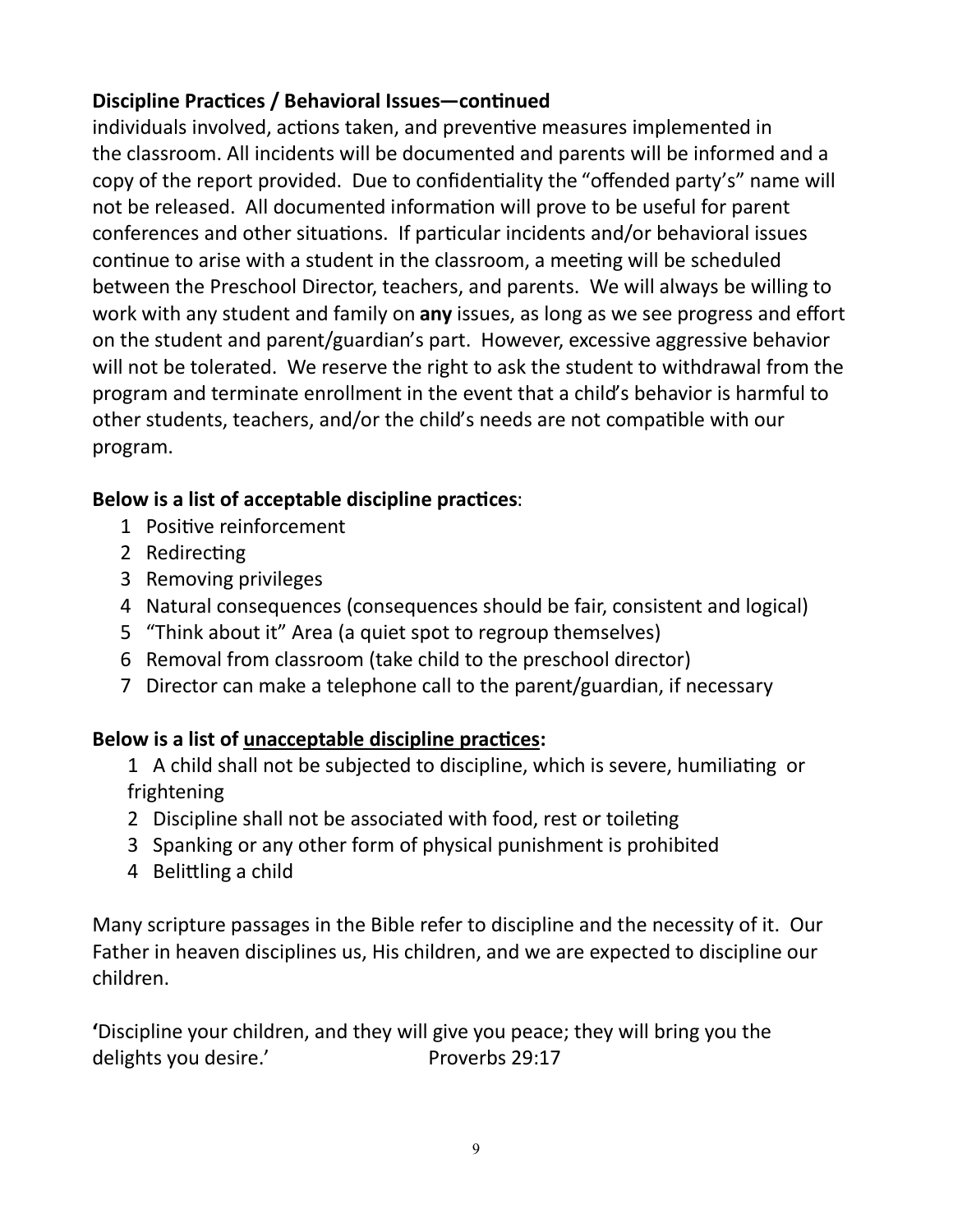**Discipline Practices / Behavioral Issues—continued**

individuals involved, actions taken, and preventive measures implemented in the classroom. All incidents will be documented and parents will be informed and a copy of the report provided. Due to confidentiality the "offended party's" name will not be released. All documented information will prove to be useful for parent conferences and other situations. If particular incidents and/or behavioral issues continue to arise with a student in the classroom, a meeting will be scheduled between the Preschool Director, teachers, and parents. We will always be willing to work with any student and family on **any** issues, as long as we see progress and effort on the student and parent/guardian's part. However, excessive aggressive behavior will not be tolerated. We reserve the right to ask the student to withdrawal from the program and terminate enrollment in the event that a child's behavior is harmful to other students, teachers, and/or the child's needs are not compatible with our program.

**Below is a list of acceptable discipline practices**:

1 Positive reinforcement
2 Redirecting
3 Removing privileges
4 Natural consequences (consequences should be fair, consistent and logical)
5 "Think about it" Area (a quiet spot to regroup themselves)
6 Removal from classroom (take child to the preschool director)
7 Director can make a telephone call to the parent/guardian, if necessary

**Below is a list of <u>unacceptable discipline practices</u>:**

1 A child shall not be subjected to discipline, which is severe, humiliating or frightening
2 Discipline shall not be associated with food, rest or toileting
3 Spanking or any other form of physical punishment is prohibited
4 Belittling a child

Many scripture passages in the Bible refer to discipline and the necessity of it. Our Father in heaven disciplines us, His children, and we are expected to discipline our children.

**'**Discipline your children, and they will give you peace; they will bring you the delights you desire.' Proverbs 29:17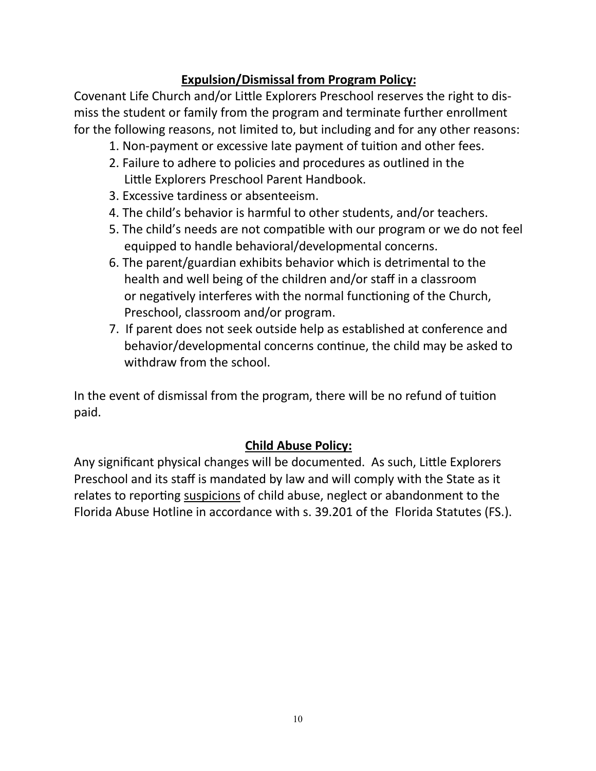## **Expulsion/Dismissal from Program Policy:**

Covenant Life Church and/or Little Explorers Preschool reserves the right to dismiss the student or family from the program and terminate further enrollment for the following reasons, not limited to, but including and for any other reasons:

1. Non-payment or excessive late payment of tuition and other fees.
2. Failure to adhere to policies and procedures as outlined in the Little Explorers Preschool Parent Handbook.
3. Excessive tardiness or absenteeism.
4. The child's behavior is harmful to other students, and/or teachers.
5. The child's needs are not compatible with our program or we do not feel equipped to handle behavioral/developmental concerns.
6. The parent/guardian exhibits behavior which is detrimental to the health and well being of the children and/or staff in a classroom or negatively interferes with the normal functioning of the Church, Preschool, classroom and/or program.
7. If parent does not seek outside help as established at conference and behavior/developmental concerns continue, the child may be asked to withdraw from the school.

In the event of dismissal from the program, there will be no refund of tuition paid.

## **Child Abuse Policy:**

Any significant physical changes will be documented. As such, Little Explorers Preschool and its staff is mandated by law and will comply with the State as it relates to reporting <u>suspicions</u> of child abuse, neglect or abandonment to the Florida Abuse Hotline in accordance with s. 39.201 of the Florida Statutes (FS.).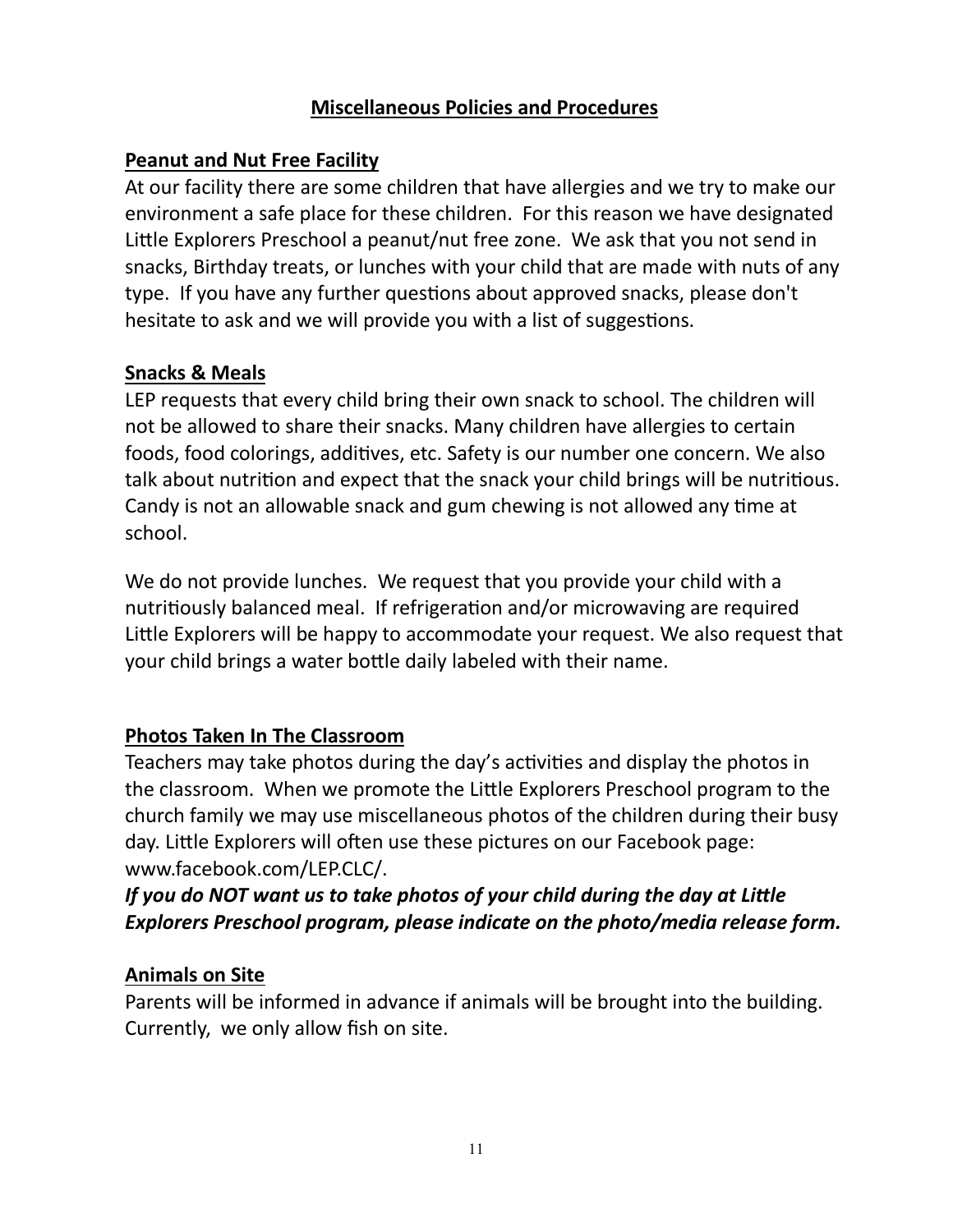## Miscellaneous Policies and Procedures

### Peanut and Nut Free Facility

At our facility there are some children that have allergies and we try to make our environment a safe place for these children. For this reason we have designated Little Explorers Preschool a peanut/nut free zone. We ask that you not send in snacks, Birthday treats, or lunches with your child that are made with nuts of any type. If you have any further questions about approved snacks, please don't hesitate to ask and we will provide you with a list of suggestions.

### Snacks & Meals

LEP requests that every child bring their own snack to school. The children will not be allowed to share their snacks. Many children have allergies to certain foods, food colorings, additives, etc. Safety is our number one concern. We also talk about nutrition and expect that the snack your child brings will be nutritious. Candy is not an allowable snack and gum chewing is not allowed any time at school.

We do not provide lunches. We request that you provide your child with a nutritiously balanced meal. If refrigeration and/or microwaving are required Little Explorers will be happy to accommodate your request. We also request that your child brings a water bottle daily labeled with their name.

### Photos Taken In The Classroom

Teachers may take photos during the day's activities and display the photos in the classroom. When we promote the Little Explorers Preschool program to the church family we may use miscellaneous photos of the children during their busy day. Little Explorers will often use these pictures on our Facebook page: www.facebook.com/LEP.CLC/.

***If you do NOT want us to take photos of your child during the day at Little Explorers Preschool program, please indicate on the photo/media release form.***

### Animals on Site

Parents will be informed in advance if animals will be brought into the building. Currently, we only allow fish on site.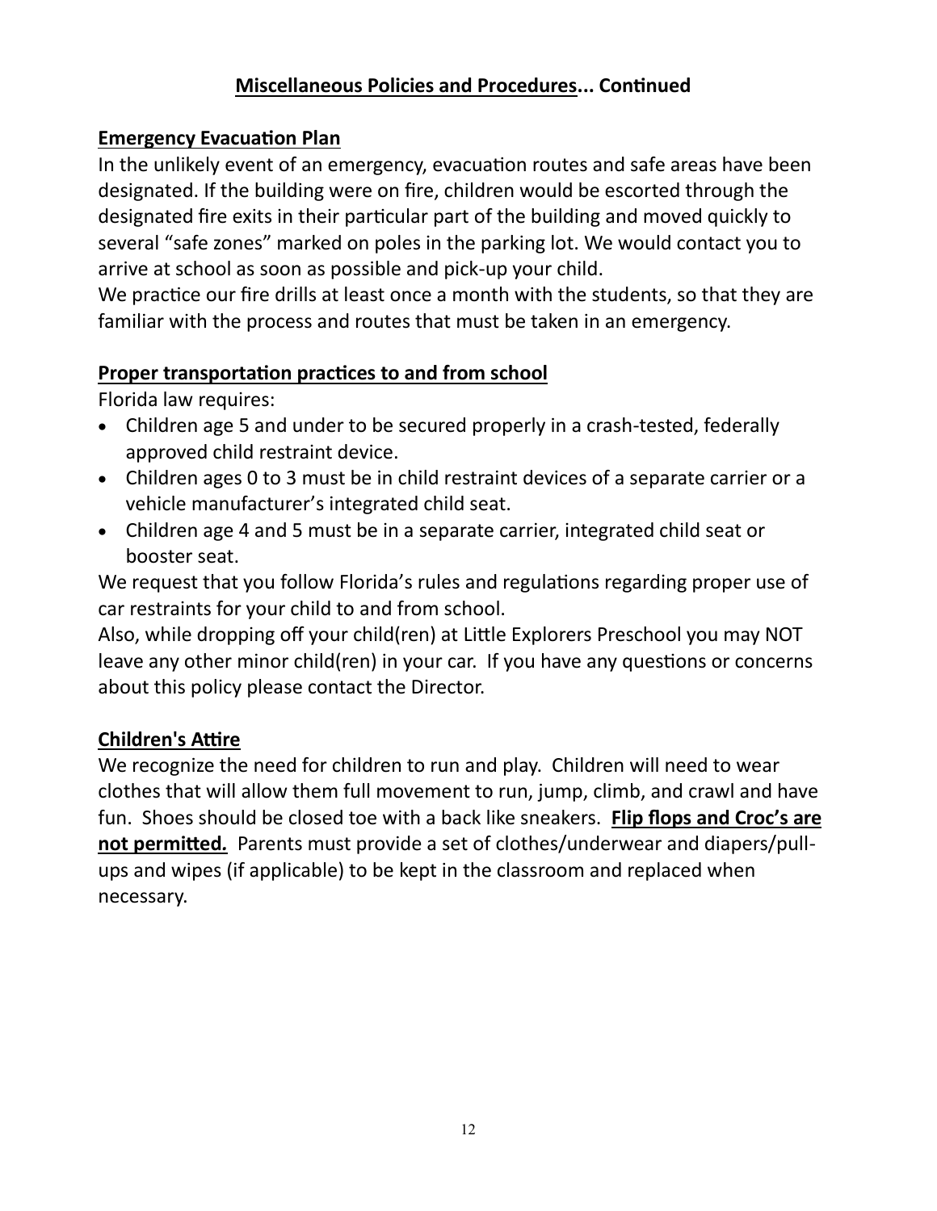## Miscellaneous Policies and Procedures... Continued

### Emergency Evacuation Plan

In the unlikely event of an emergency, evacuation routes and safe areas have been designated. If the building were on fire, children would be escorted through the designated fire exits in their particular part of the building and moved quickly to several "safe zones" marked on poles in the parking lot. We would contact you to arrive at school as soon as possible and pick-up your child.
We practice our fire drills at least once a month with the students, so that they are familiar with the process and routes that must be taken in an emergency.

### Proper transportation practices to and from school

Florida law requires:

- Children age 5 and under to be secured properly in a crash-tested, federally approved child restraint device.
- Children ages 0 to 3 must be in child restraint devices of a separate carrier or a vehicle manufacturer's integrated child seat.
- Children age 4 and 5 must be in a separate carrier, integrated child seat or booster seat.

We request that you follow Florida's rules and regulations regarding proper use of car restraints for your child to and from school.
Also, while dropping off your child(ren) at Little Explorers Preschool you may NOT leave any other minor child(ren) in your car. If you have any questions or concerns about this policy please contact the Director.

### Children's Attire

We recognize the need for children to run and play. Children will need to wear clothes that will allow them full movement to run, jump, climb, and crawl and have fun. Shoes should be closed toe with a back like sneakers. **Flip flops and Croc's are not permitted.** Parents must provide a set of clothes/underwear and diapers/pull-ups and wipes (if applicable) to be kept in the classroom and replaced when necessary.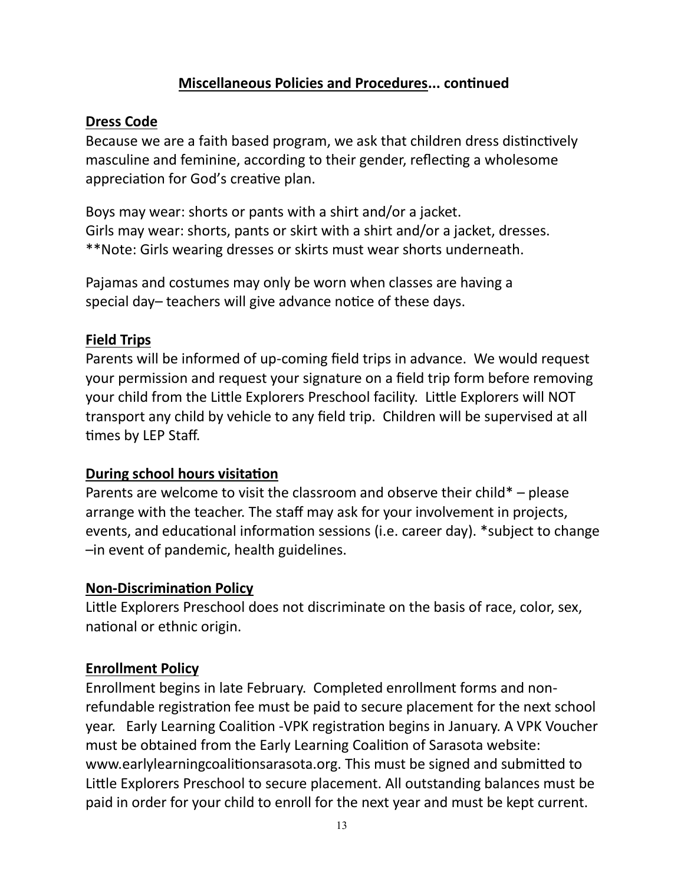## Miscellaneous Policies and Procedures... continued

### Dress Code

Because we are a faith based program, we ask that children dress distinctively masculine and feminine, according to their gender, reflecting a wholesome appreciation for God's creative plan.

Boys may wear: shorts or pants with a shirt and/or a jacket.
Girls may wear: shorts, pants or skirt with a shirt and/or a jacket, dresses.
**Note: Girls wearing dresses or skirts must wear shorts underneath.

Pajamas and costumes may only be worn when classes are having a special day– teachers will give advance notice of these days.

### Field Trips

Parents will be informed of up-coming field trips in advance. We would request your permission and request your signature on a field trip form before removing your child from the Little Explorers Preschool facility. Little Explorers will NOT transport any child by vehicle to any field trip. Children will be supervised at all times by LEP Staff.

### During school hours visitation

Parents are welcome to visit the classroom and observe their child* – please arrange with the teacher. The staff may ask for your involvement in projects, events, and educational information sessions (i.e. career day). *subject to change –in event of pandemic, health guidelines.

### Non-Discrimination Policy

Little Explorers Preschool does not discriminate on the basis of race, color, sex, national or ethnic origin.

### Enrollment Policy

Enrollment begins in late February. Completed enrollment forms and non-refundable registration fee must be paid to secure placement for the next school year. Early Learning Coalition -VPK registration begins in January. A VPK Voucher must be obtained from the Early Learning Coalition of Sarasota website: www.earlylearningcoalitionsarasota.org. This must be signed and submitted to Little Explorers Preschool to secure placement. All outstanding balances must be paid in order for your child to enroll for the next year and must be kept current.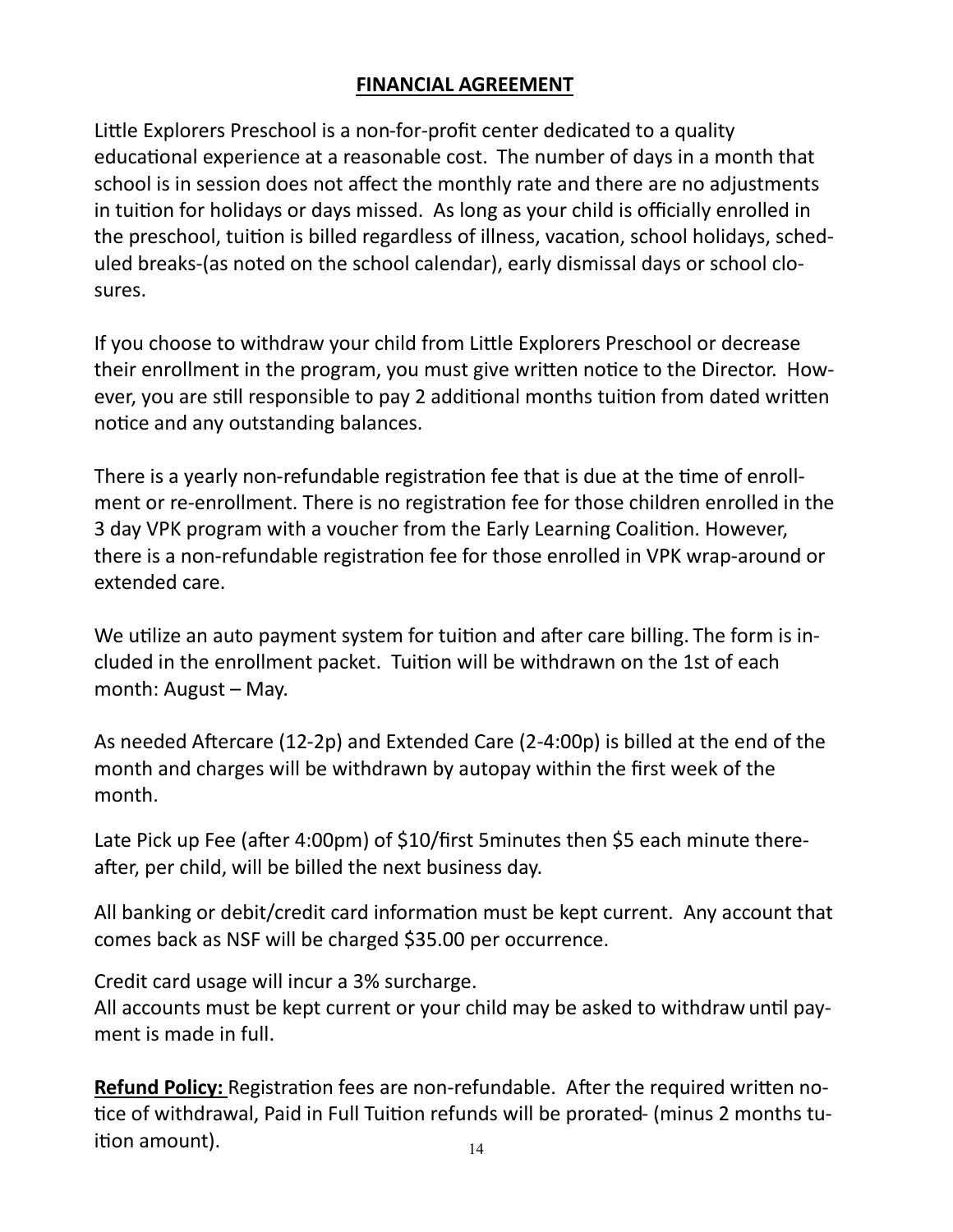## FINANCIAL AGREEMENT

Little Explorers Preschool is a non-for-profit center dedicated to a quality educational experience at a reasonable cost. The number of days in a month that school is in session does not affect the monthly rate and there are no adjustments in tuition for holidays or days missed. As long as your child is officially enrolled in the preschool, tuition is billed regardless of illness, vacation, school holidays, scheduled breaks-(as noted on the school calendar), early dismissal days or school closures.

If you choose to withdraw your child from Little Explorers Preschool or decrease their enrollment in the program, you must give written notice to the Director. However, you are still responsible to pay 2 additional months tuition from dated written notice and any outstanding balances.

There is a yearly non-refundable registration fee that is due at the time of enrollment or re-enrollment. There is no registration fee for those children enrolled in the 3 day VPK program with a voucher from the Early Learning Coalition. However, there is a non-refundable registration fee for those enrolled in VPK wrap-around or extended care.

We utilize an auto payment system for tuition and after care billing. The form is included in the enrollment packet. Tuition will be withdrawn on the 1st of each month: August – May.

As needed Aftercare (12-2p) and Extended Care (2-4:00p) is billed at the end of the month and charges will be withdrawn by autopay within the first week of the month.

Late Pick up Fee (after 4:00pm) of $10/first 5minutes then $5 each minute thereafter, per child, will be billed the next business day.

All banking or debit/credit card information must be kept current. Any account that comes back as NSF will be charged $35.00 per occurrence.

Credit card usage will incur a 3% surcharge.
All accounts must be kept current or your child may be asked to withdraw until payment is made in full.

**Refund Policy:** Registration fees are non-refundable. After the required written notice of withdrawal, Paid in Full Tuition refunds will be prorated- (minus 2 months tuition amount).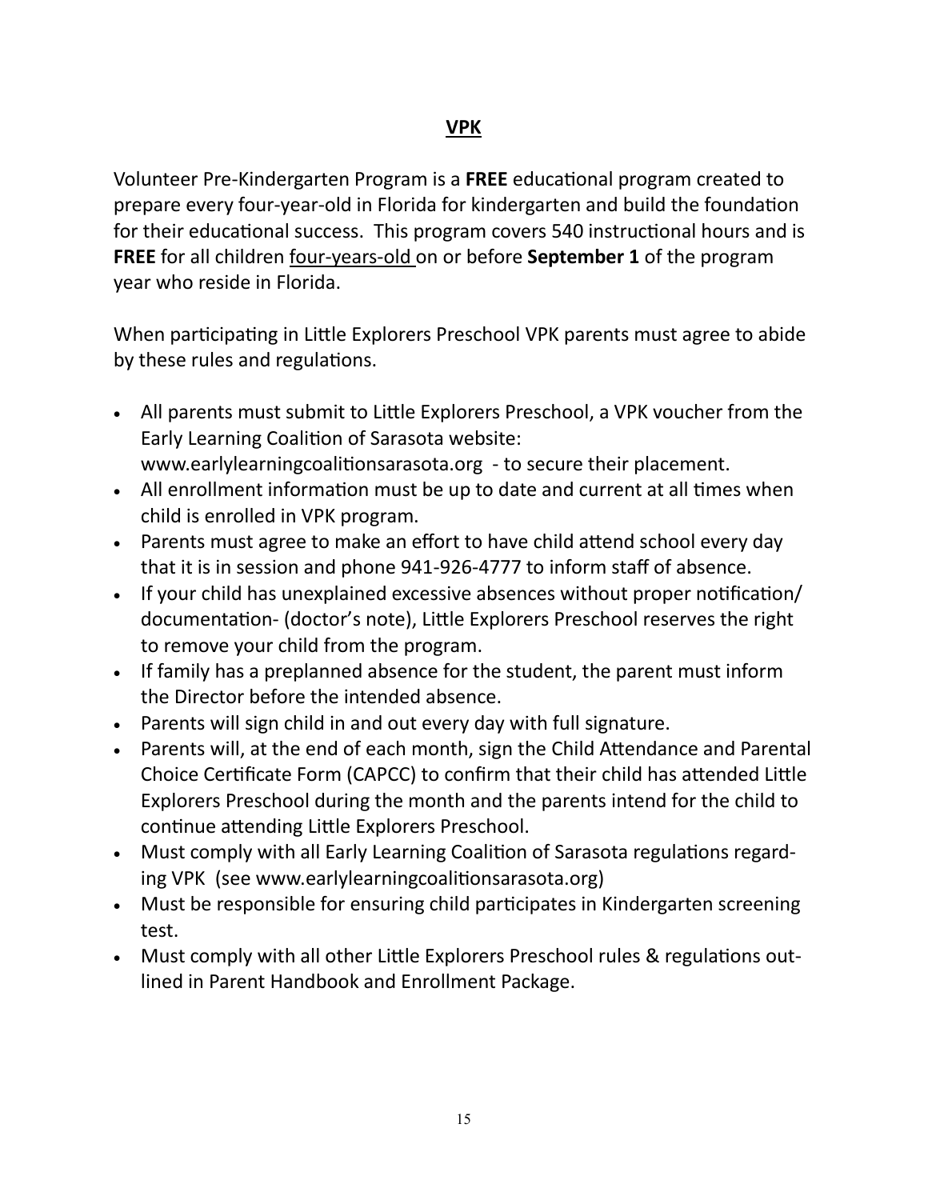## VPK

Volunteer Pre-Kindergarten Program is a **FREE** educational program created to prepare every four-year-old in Florida for kindergarten and build the foundation for their educational success. This program covers 540 instructional hours and is **FREE** for all children four-years-old on or before **September 1** of the program year who reside in Florida.

When participating in Little Explorers Preschool VPK parents must agree to abide by these rules and regulations.

- All parents must submit to Little Explorers Preschool, a VPK voucher from the Early Learning Coalition of Sarasota website: www.earlylearningcoalitionsarasota.org - to secure their placement.
- All enrollment information must be up to date and current at all times when child is enrolled in VPK program.
- Parents must agree to make an effort to have child attend school every day that it is in session and phone 941-926-4777 to inform staff of absence.
- If your child has unexplained excessive absences without proper notification/ documentation- (doctor's note), Little Explorers Preschool reserves the right to remove your child from the program.
- If family has a preplanned absence for the student, the parent must inform the Director before the intended absence.
- Parents will sign child in and out every day with full signature.
- Parents will, at the end of each month, sign the Child Attendance and Parental Choice Certificate Form (CAPCC) to confirm that their child has attended Little Explorers Preschool during the month and the parents intend for the child to continue attending Little Explorers Preschool.
- Must comply with all Early Learning Coalition of Sarasota regulations regarding VPK (see www.earlylearningcoalitionsarasota.org)
- Must be responsible for ensuring child participates in Kindergarten screening test.
- Must comply with all other Little Explorers Preschool rules & regulations outlined in Parent Handbook and Enrollment Package.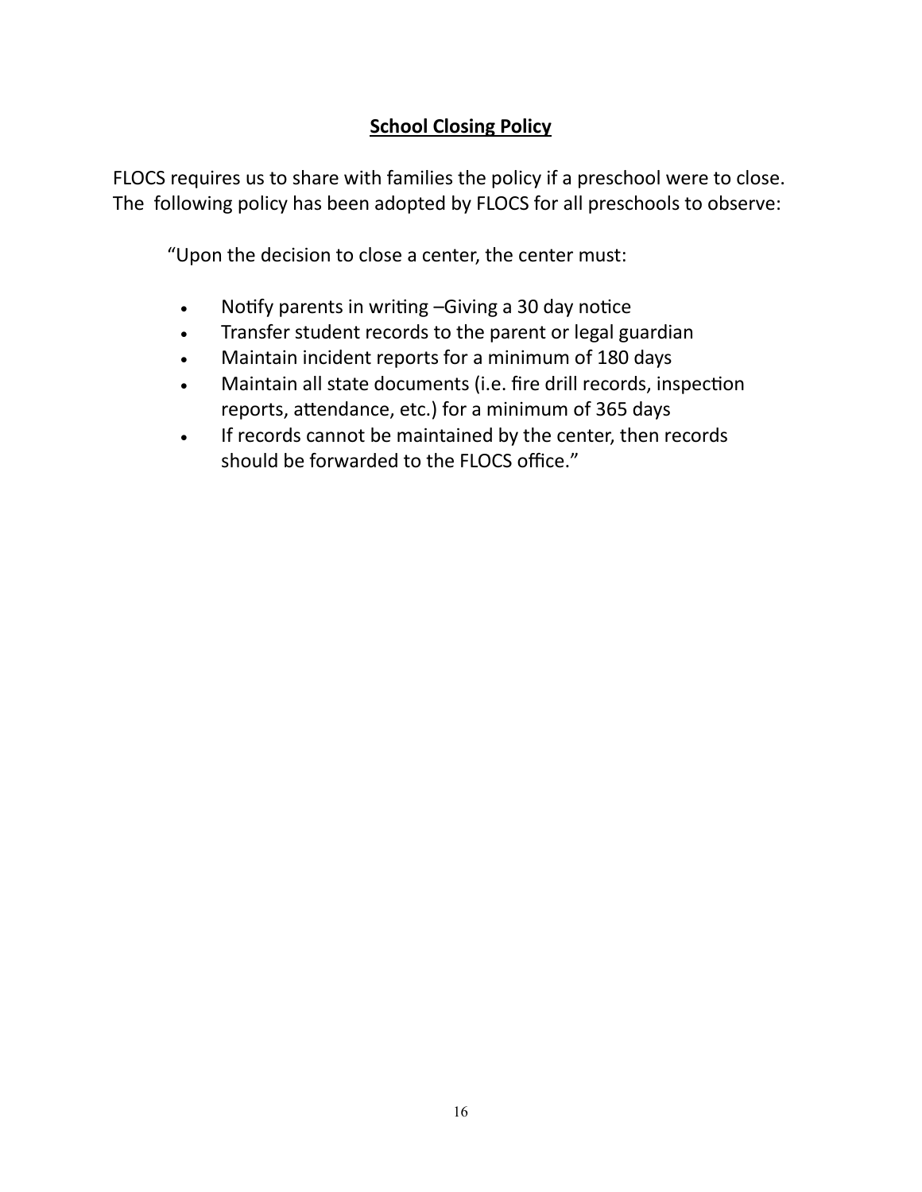## **School Closing Policy**

FLOCS requires us to share with families the policy if a preschool were to close. The following policy has been adopted by FLOCS for all preschools to observe:

"Upon the decision to close a center, the center must:

- Notify parents in writing –Giving a 30 day notice
- Transfer student records to the parent or legal guardian
- Maintain incident reports for a minimum of 180 days
- Maintain all state documents (i.e. fire drill records, inspection reports, attendance, etc.) for a minimum of 365 days
- If records cannot be maintained by the center, then records should be forwarded to the FLOCS office."